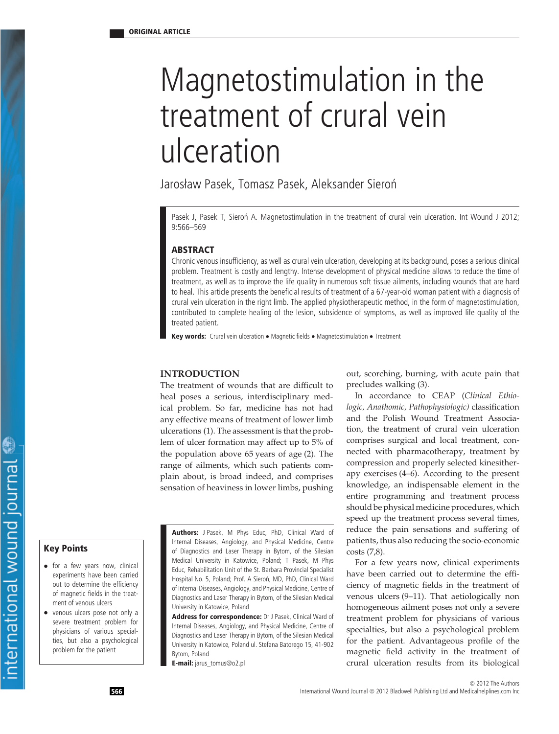ORIGINAL ARTICLE

# Magnetostimulation in the treatment of crural vein ulceration

Jarosław Pasek, Tomasz Pasek, Aleksander Sieroń

Pasek J, Pasek T, Sieroń A. Magnetostimulation in the treatment of crural vein ulceration. Int Wound J 2012; 9:566–569

## ABSTRACT

Chronic venous insufficiency, as well as crural vein ulceration, developing at its background, poses a serious clinical problem. Treatment is costly and lengthy. Intense development of physical medicine allows to reduce the time of treatment, as well as to improve the life quality in numerous soft tissue ailments, including wounds that are hard to heal. This article presents the beneficial results of treatment of a 67-year-old woman patient with a diagnosis of crural vein ulceration in the right limb. The applied physiotherapeutic method, in the form of magnetostimulation, contributed to complete healing of the lesion, subsidence of symptoms, as well as improved life quality of the treated patient.

**Key words:** Crural vein ulceration • Magnetic fields • Magnetostimulation • Treatment

## INTRODUCTION

The treatment of wounds that are difficult to heal poses a serious, interdisciplinary medical problem. So far, medicine has not had any effective means of treatment of lower limb ulcerations (1). The assessment is that the problem of ulcer formation may affect up to 5% of the population above 65 years of age (2). The range of ailments, which such patients complain about, is broad indeed, and comprises sensation of heaviness in lower limbs, pushing out, scorching, burning, with acute pain that precludes walking (3).

In accordance to CEAP (*Clinical Ethiologic, Anathomic, Pathophysiologic)* classification and the Polish Wound Treatment Association, the treatment of crural vein ulceration comprises surgical and local treatment, connected with pharmacotherapy, treatment by compression and properly selected kinesitherapy exercises (4–6). According to the present knowledge, an indispensable element in the entire programming and treatment process should be physical medicine procedures, which speed up the treatment process several times, reduce the pain sensations and suffering of patients, thus also reducing the socio-economic costs (7,8).

For a few years now, clinical experiments have been carried out to determine the efficiency of magnetic fields in the treatment of venous ulcers (9–11). That aetiologically non homogeneous ailment poses not only a severe treatment problem for physicians of various specialties, but also a psychological problem for the patient. Advantageous profile of the magnetic field activity in the treatment of crural ulceration results from its biological

### Key Points

- for a few years now, clinical experiments have been carried out to determine the efficiency of magnetic fields in the treatment of venous ulcers
- venous ulcers pose not only a severe treatment problem for physicians of various specialties, but also a psychological problem for the patient

**Authors:** J Pasek, M Phys Educ, PhD, Clinical Ward of Internal Diseases, Angiology, and Physical Medicine, Centre of Diagnostics and Laser Therapy in Bytom, of the Silesian Medical University in Katowice, Poland; T Pasek, M Phys Educ, Rehabilitation Unit of the St. Barbara Provincial Specialist Hospital No. 5, Poland; Prof. A Sieroń, MD, PhD, Clinical Ward of Internal Diseases, Angiology, and Physical Medicine, Centre of Diagnostics and Laser Therapy in Bytom, of the Silesian Medical University in Katowice, Poland

**Address for correspondence:** Dr J Pasek, Clinical Ward of Internal Diseases, Angiology, and Physical Medicine, Centre of Diagnostics and Laser Therapy in Bytom, of the Silesian Medical University in Katowice, Poland ul. Stefana Batorego 15, 41-902 Bytom, Poland

**E-mail:** jarus_tomus@o2.pl

© 2012 The Authors
International Wound Journal © 2012 Blackwell Publishing Ltd and Medicalhelplines.com Inc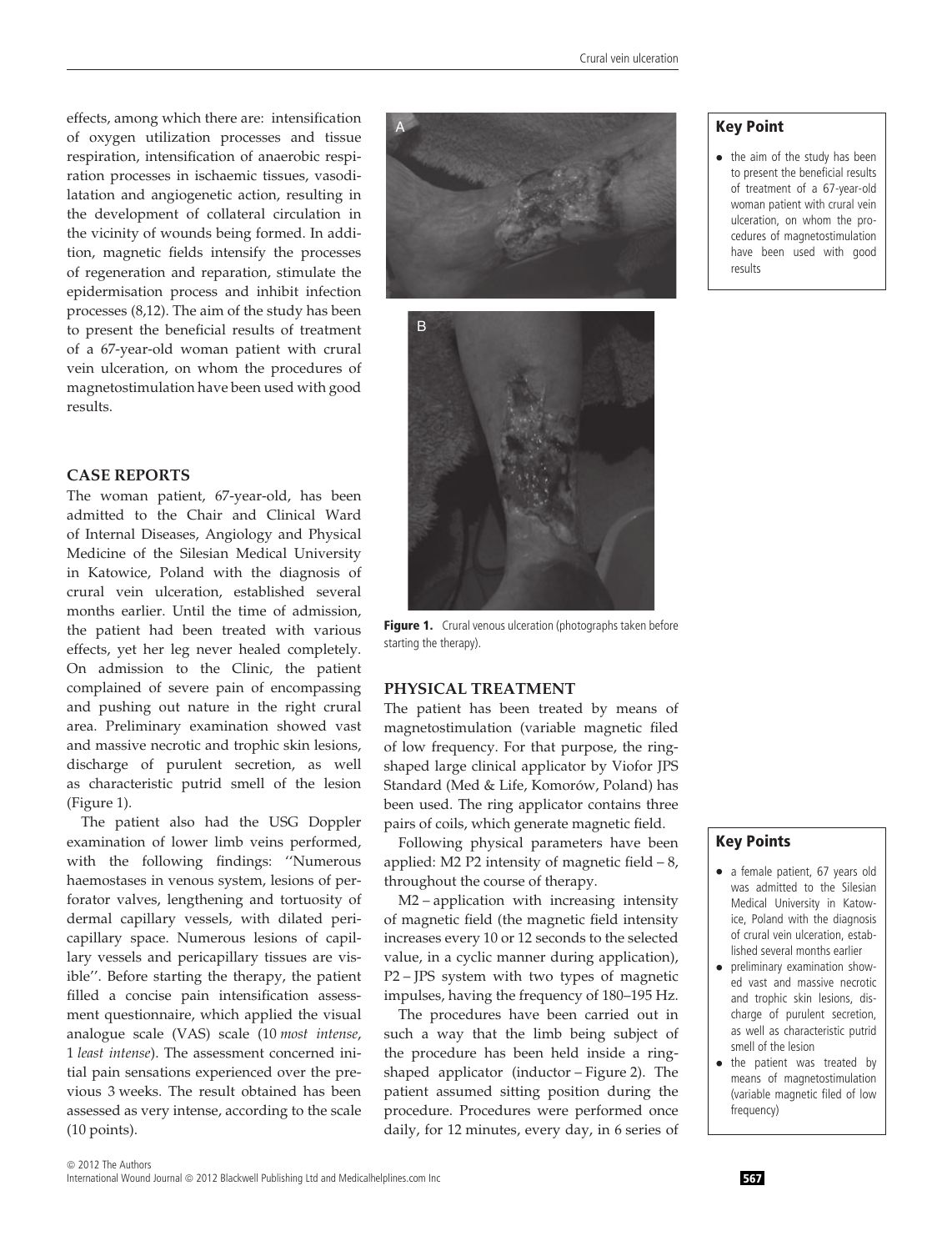effects, among which there are: intensification of oxygen utilization processes and tissue respiration, intensification of anaerobic respiration processes in ischaemic tissues, vasodilatation and angiogenetic action, resulting in the development of collateral circulation in the vicinity of wounds being formed. In addition, magnetic fields intensify the processes of regeneration and reparation, stimulate the epidermisation process and inhibit infection processes (8,12). The aim of the study has been to present the beneficial results of treatment of a 67-year-old woman patient with crural vein ulceration, on whom the procedures of magnetostimulation have been used with good results.

## CASE REPORTS

The woman patient, 67-year-old, has been admitted to the Chair and Clinical Ward of Internal Diseases, Angiology and Physical Medicine of the Silesian Medical University in Katowice, Poland with the diagnosis of crural vein ulceration, established several months earlier. Until the time of admission, the patient had been treated with various effects, yet her leg never healed completely. On admission to the Clinic, the patient complained of severe pain of encompassing and pushing out nature in the right crural area. Preliminary examination showed vast and massive necrotic and trophic skin lesions, discharge of purulent secretion, as well as characteristic putrid smell of the lesion (Figure 1).

The patient also had the USG Doppler examination of lower limb veins performed, with the following findings: ''Numerous haemostases in venous system, lesions of perforator valves, lengthening and tortuosity of dermal capillary vessels, with dilated pericapillary space. Numerous lesions of capillary vessels and pericapillary tissues are visible''. Before starting the therapy, the patient filled a concise pain intensification assessment questionnaire, which applied the visual analogue scale (VAS) scale (10 *most intense*, 1 *least intense*). The assessment concerned initial pain sensations experienced over the previous 3 weeks. The result obtained has been assessed as very intense, according to the scale (10 points).

**Figure 1.** Crural venous ulceration (photographs taken before starting the therapy).

## PHYSICAL TREATMENT

The patient has been treated by means of magnetostimulation (variable magnetic filed of low frequency. For that purpose, the ring-shaped large clinical applicator by Viofor JPS Standard (Med & Life, Komorów, Poland) has been used. The ring applicator contains three pairs of coils, which generate magnetic field.

Following physical parameters have been applied: M2 P2 intensity of magnetic field – 8, throughout the course of therapy.

M2 – application with increasing intensity of magnetic field (the magnetic field intensity increases every 10 or 12 seconds to the selected value, in a cyclic manner during application), P2 – JPS system with two types of magnetic impulses, having the frequency of 180–195 Hz.

The procedures have been carried out in such a way that the limb being subject of the procedure has been held inside a ring-shaped applicator (inductor – Figure 2). The patient assumed sitting position during the procedure. Procedures were performed once daily, for 12 minutes, every day, in 6 series of

### Key Point

- the aim of the study has been to present the beneficial results of treatment of a 67-year-old woman patient with crural vein ulceration, on whom the procedures of magnetostimulation have been used with good results

### Key Points

- a female patient, 67 years old was admitted to the Silesian Medical University in Katowice, Poland with the diagnosis of crural vein ulceration, established several months earlier
- preliminary examination showed vast and massive necrotic and trophic skin lesions, discharge of purulent secretion, as well as characteristic putrid smell of the lesion
- the patient was treated by means of magnetostimulation (variable magnetic filed of low frequency)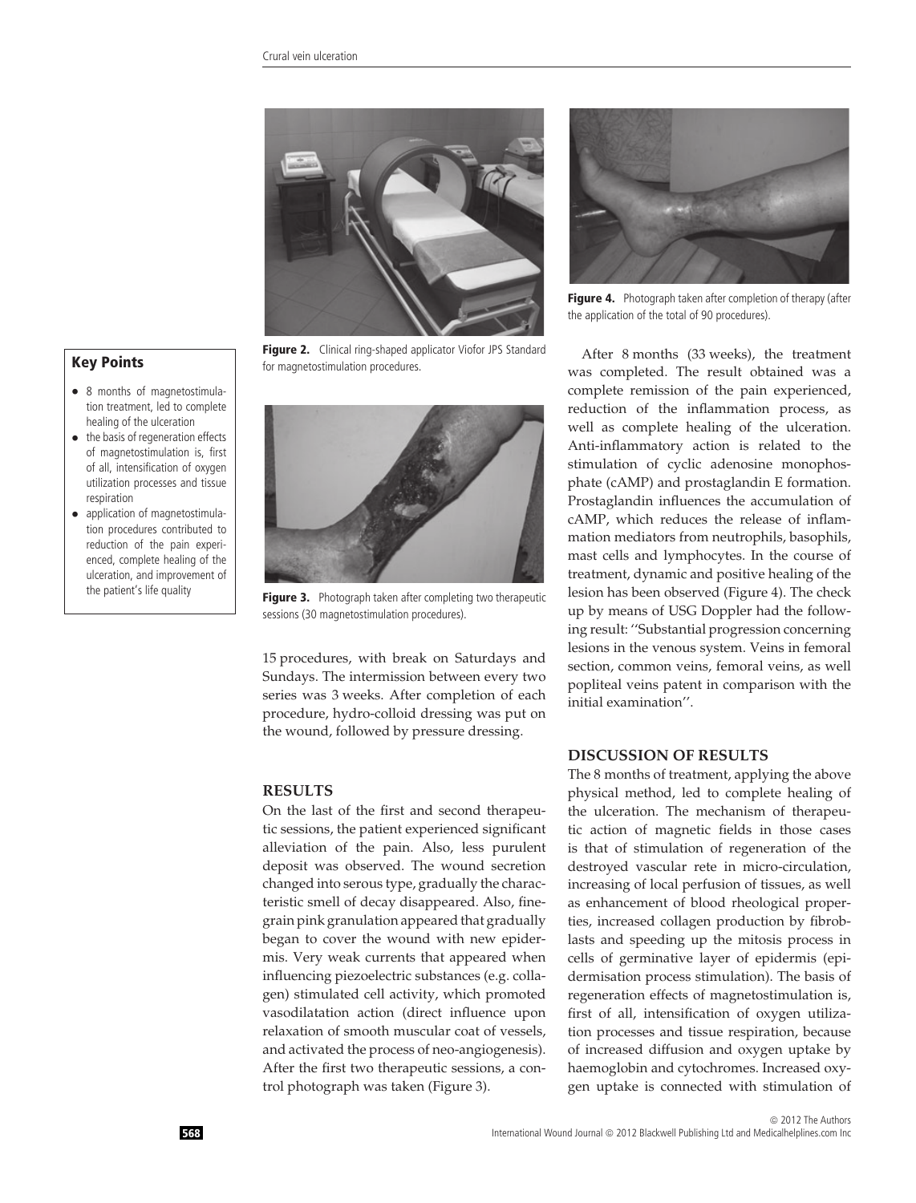Figure 2. Clinical ring-shaped applicator Viofor JPS Standard for magnetostimulation procedures.

Figure 3. Photograph taken after completing two therapeutic sessions (30 magnetostimulation procedures).

Figure 4. Photograph taken after completion of therapy (after the application of the total of 90 procedures).

## Key Points

- 8 months of magnetostimulation treatment, led to complete healing of the ulceration
- the basis of regeneration effects of magnetostimulation is, first of all, intensification of oxygen utilization processes and tissue respiration
- application of magnetostimulation procedures contributed to reduction of the pain experienced, complete healing of the ulceration, and improvement of the patient's life quality

15 procedures, with break on Saturdays and Sundays. The intermission between every two series was 3 weeks. After completion of each procedure, hydro-colloid dressing was put on the wound, followed by pressure dressing.

## RESULTS

On the last of the first and second therapeutic sessions, the patient experienced significant alleviation of the pain. Also, less purulent deposit was observed. The wound secretion changed into serous type, gradually the characteristic smell of decay disappeared. Also, fine-grain pink granulation appeared that gradually began to cover the wound with new epidermis. Very weak currents that appeared when influencing piezoelectric substances (e.g. collagen) stimulated cell activity, which promoted vasodilatation action (direct influence upon relaxation of smooth muscular coat of vessels, and activated the process of neo-angiogenesis). After the first two therapeutic sessions, a control photograph was taken (Figure 3).

After 8 months (33 weeks), the treatment was completed. The result obtained was a complete remission of the pain experienced, reduction of the inflammation process, as well as complete healing of the ulceration. Anti-inflammatory action is related to the stimulation of cyclic adenosine monophosphate (cAMP) and prostaglandin E formation. Prostaglandin influences the accumulation of cAMP, which reduces the release of inflammation mediators from neutrophils, basophils, mast cells and lymphocytes. In the course of treatment, dynamic and positive healing of the lesion has been observed (Figure 4). The check up by means of USG Doppler had the following result: ''Substantial progression concerning lesions in the venous system. Veins in femoral section, common veins, femoral veins, as well popliteal veins patent in comparison with the initial examination''.

## DISCUSSION OF RESULTS

The 8 months of treatment, applying the above physical method, led to complete healing of the ulceration. The mechanism of therapeutic action of magnetic fields in those cases is that of stimulation of regeneration of the destroyed vascular rete in micro-circulation, increasing of local perfusion of tissues, as well as enhancement of blood rheological properties, increased collagen production by fibroblasts and speeding up the mitosis process in cells of germinative layer of epidermis (epidermisation process stimulation). The basis of regeneration effects of magnetostimulation is, first of all, intensification of oxygen utilization processes and tissue respiration, because of increased diffusion and oxygen uptake by haemoglobin and cytochromes. Increased oxygen uptake is connected with stimulation of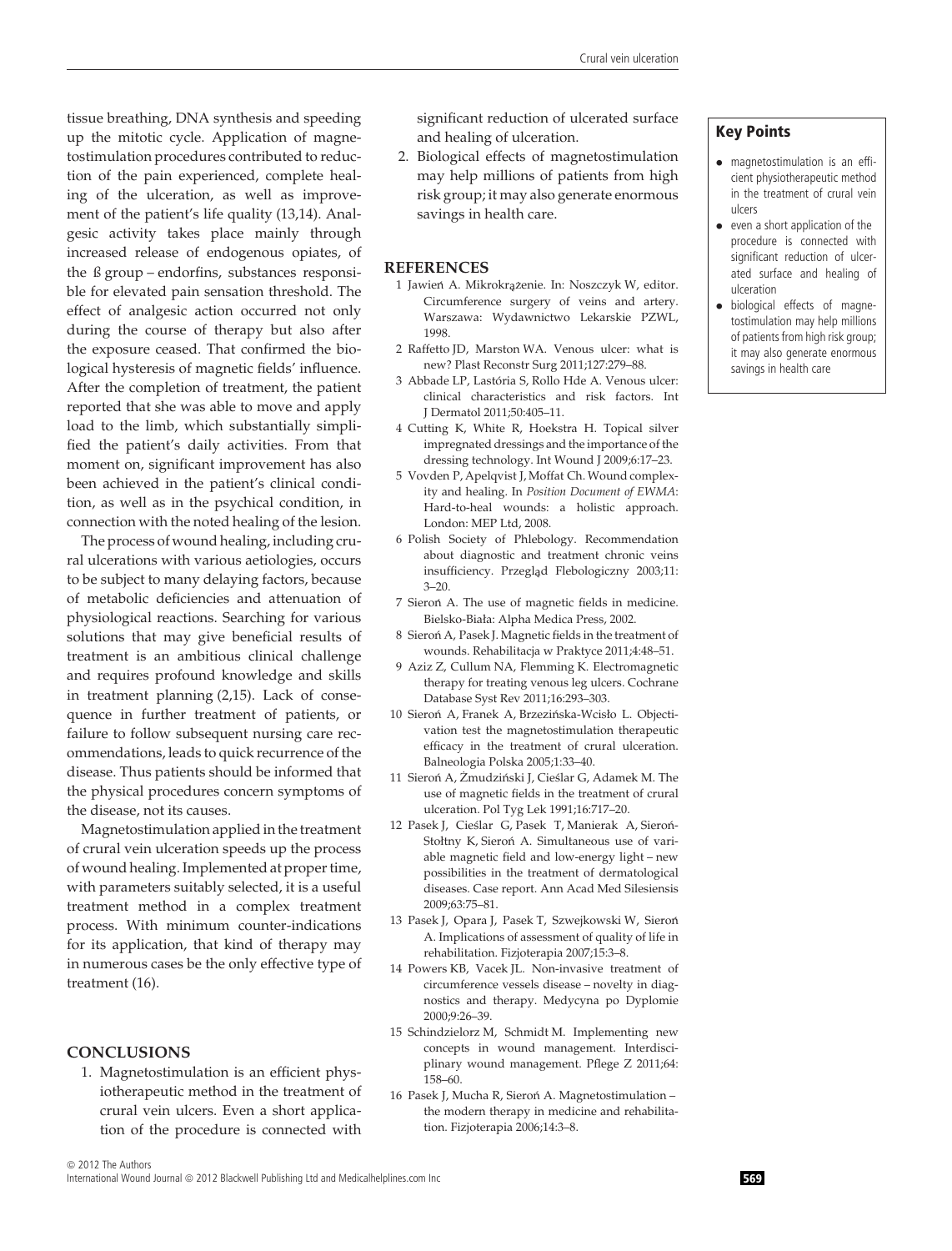tissue breathing, DNA synthesis and speeding up the mitotic cycle. Application of magnetostimulation procedures contributed to reduction of the pain experienced, complete healing of the ulceration, as well as improvement of the patient's life quality (13,14). Analgesic activity takes place mainly through increased release of endogenous opiates, of the ß group – endorfins, substances responsible for elevated pain sensation threshold. The effect of analgesic action occurred not only during the course of therapy but also after the exposure ceased. That confirmed the biological hysteresis of magnetic fields' influence. After the completion of treatment, the patient reported that she was able to move and apply load to the limb, which substantially simplified the patient's daily activities. From that moment on, significant improvement has also been achieved in the patient's clinical condition, as well as in the psychical condition, in connection with the noted healing of the lesion.

The process of wound healing, including crural ulcerations with various aetiologies, occurs to be subject to many delaying factors, because of metabolic deficiencies and attenuation of physiological reactions. Searching for various solutions that may give beneficial results of treatment is an ambitious clinical challenge and requires profound knowledge and skills in treatment planning (2,15). Lack of consequence in further treatment of patients, or failure to follow subsequent nursing care recommendations, leads to quick recurrence of the disease. Thus patients should be informed that the physical procedures concern symptoms of the disease, not its causes.

Magnetostimulation applied in the treatment of crural vein ulceration speeds up the process of wound healing. Implemented at proper time, with parameters suitably selected, it is a useful treatment method in a complex treatment process. With minimum counter-indications for its application, that kind of therapy may in numerous cases be the only effective type of treatment (16).

## CONCLUSIONS

1. Magnetostimulation is an efficient physiotherapeutic method in the treatment of crural vein ulcers. Even a short application of the procedure is connected with significant reduction of ulcerated surface and healing of ulceration.
2. Biological effects of magnetostimulation may help millions of patients from high risk group; it may also generate enormous savings in health care.

## REFERENCES

1. Jawień A. Mikrokrążenie. In: Noszczyk W, editor. Circumference surgery of veins and artery. Warszawa: Wydawnictwo Lekarskie PZWL, 1998.
2. Raffetto JD, Marston WA. Venous ulcer: what is new? Plast Reconstr Surg 2011;127:279–88.
3. Abbade LP, Lastória S, Rollo Hde A. Venous ulcer: clinical characteristics and risk factors. Int J Dermatol 2011;50:405–11.
4. Cutting K, White R, Hoekstra H. Topical silver impregnated dressings and the importance of the dressing technology. Int Wound J 2009;6:17–23.
5. Vovden P, Apelqvist J, Moffat Ch. Wound complexity and healing. In *Position Document of EWMA*: Hard-to-heal wounds: a holistic approach. London: MEP Ltd, 2008.
6. Polish Society of Phlebology. Recommendation about diagnostic and treatment chronic veins insufficiency. Przegląd Flebologiczny 2003;11: 3–20.
7. Sieroń A. The use of magnetic fields in medicine. Bielsko-Biała: Alpha Medica Press, 2002.
8. Sieroń A, Pasek J. Magnetic fields in the treatment of wounds. Rehabilitacja w Praktyce 2011;4:48–51.
9. Aziz Z, Cullum NA, Flemming K. Electromagnetic therapy for treating venous leg ulcers. Cochrane Database Syst Rev 2011;16:293–303.
10. Sieroń A, Franek A, Brzezińska-Wcisło L. Objectivation test the magnetostimulation therapeutic efficacy in the treatment of crural ulceration. Balneologia Polska 2005;1:33–40.
11. Sieroń A, Żmudziński J, Cieślar G, Adamek M. The use of magnetic fields in the treatment of crural ulceration. Pol Tyg Lek 1991;16:717–20.
12. Pasek J, Cieślar G, Pasek T, Manierak A, Sieroń-Stołtny K, Sieroń A. Simultaneous use of variable magnetic field and low-energy light – new possibilities in the treatment of dermatological diseases. Case report. Ann Acad Med Silesiensis 2009;63:75–81.
13. Pasek J, Opara J, Pasek T, Szwejkowski W, Sieroń A. Implications of assessment of quality of life in rehabilitation. Fizjoterapia 2007;15:3–8.
14. Powers KB, Vacek JL. Non-invasive treatment of circumference vessels disease – novelty in diagnostics and therapy. Medycyna po Dyplomie 2000;9:26–39.
15. Schindzielorz M, Schmidt M. Implementing new concepts in wound management. Interdisciplinary wound management. Pflege Z 2011;64: 158–60.
16. Pasek J, Mucha R, Sieroń A. Magnetostimulation – the modern therapy in medicine and rehabilitation. Fizjoterapia 2006;14:3–8.

### Key Points

- magnetostimulation is an efficient physiotherapeutic method in the treatment of crural vein ulcers
- even a short application of the procedure is connected with significant reduction of ulcerated surface and healing of ulceration
- biological effects of magnetostimulation may help millions of patients from high risk group; it may also generate enormous savings in health care